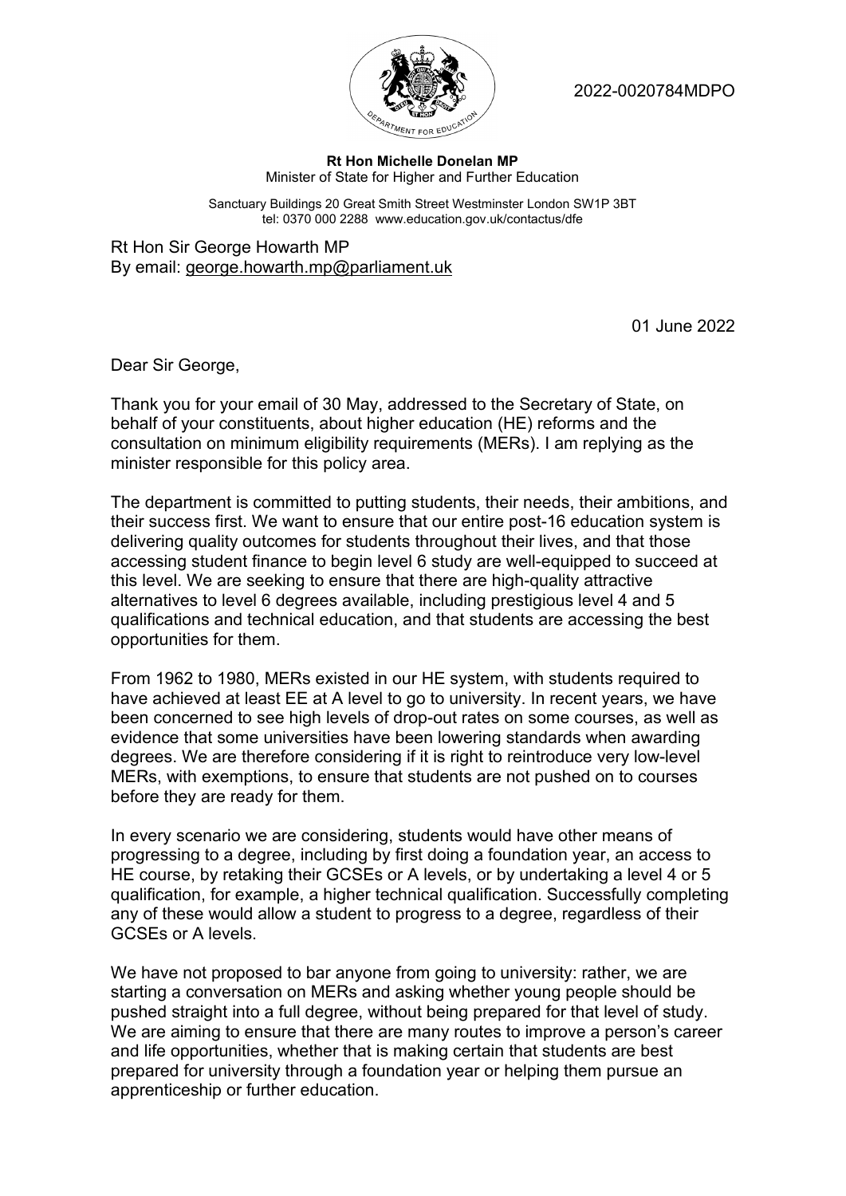2022-0020784MDPO

**Rt Hon Michelle Donelan MP**
Minister of State for Higher and Further Education

Sanctuary Buildings 20 Great Smith Street Westminster London SW1P 3BT
tel: 0370 000 2288 www.education.gov.uk/contactus/dfe

Rt Hon Sir George Howarth MP
By email: george.howarth.mp@parliament.uk

01 June 2022

Dear Sir George,

Thank you for your email of 30 May, addressed to the Secretary of State, on behalf of your constituents, about higher education (HE) reforms and the consultation on minimum eligibility requirements (MERs). I am replying as the minister responsible for this policy area.

The department is committed to putting students, their needs, their ambitions, and their success first. We want to ensure that our entire post-16 education system is delivering quality outcomes for students throughout their lives, and that those accessing student finance to begin level 6 study are well-equipped to succeed at this level. We are seeking to ensure that there are high-quality attractive alternatives to level 6 degrees available, including prestigious level 4 and 5 qualifications and technical education, and that students are accessing the best opportunities for them.

From 1962 to 1980, MERs existed in our HE system, with students required to have achieved at least EE at A level to go to university. In recent years, we have been concerned to see high levels of drop-out rates on some courses, as well as evidence that some universities have been lowering standards when awarding degrees. We are therefore considering if it is right to reintroduce very low-level MERs, with exemptions, to ensure that students are not pushed on to courses before they are ready for them.

In every scenario we are considering, students would have other means of progressing to a degree, including by first doing a foundation year, an access to HE course, by retaking their GCSEs or A levels, or by undertaking a level 4 or 5 qualification, for example, a higher technical qualification. Successfully completing any of these would allow a student to progress to a degree, regardless of their GCSEs or A levels.

We have not proposed to bar anyone from going to university: rather, we are starting a conversation on MERs and asking whether young people should be pushed straight into a full degree, without being prepared for that level of study. We are aiming to ensure that there are many routes to improve a person's career and life opportunities, whether that is making certain that students are best prepared for university through a foundation year or helping them pursue an apprenticeship or further education.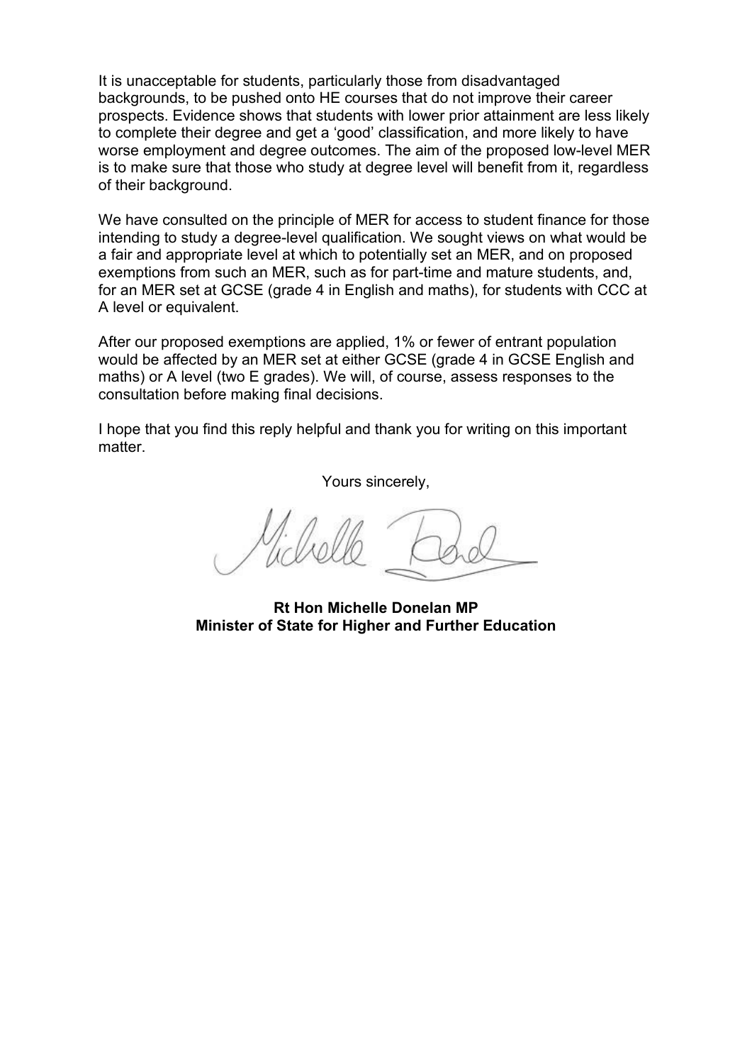It is unacceptable for students, particularly those from disadvantaged backgrounds, to be pushed onto HE courses that do not improve their career prospects. Evidence shows that students with lower prior attainment are less likely to complete their degree and get a 'good' classification, and more likely to have worse employment and degree outcomes. The aim of the proposed low-level MER is to make sure that those who study at degree level will benefit from it, regardless of their background.

We have consulted on the principle of MER for access to student finance for those intending to study a degree-level qualification. We sought views on what would be a fair and appropriate level at which to potentially set an MER, and on proposed exemptions from such an MER, such as for part-time and mature students, and, for an MER set at GCSE (grade 4 in English and maths), for students with CCC at A level or equivalent.

After our proposed exemptions are applied, 1% or fewer of entrant population would be affected by an MER set at either GCSE (grade 4 in GCSE English and maths) or A level (two E grades). We will, of course, assess responses to the consultation before making final decisions.

I hope that you find this reply helpful and thank you for writing on this important matter.

Yours sincerely,

**Rt Hon Michelle Donelan MP**
**Minister of State for Higher and Further Education**